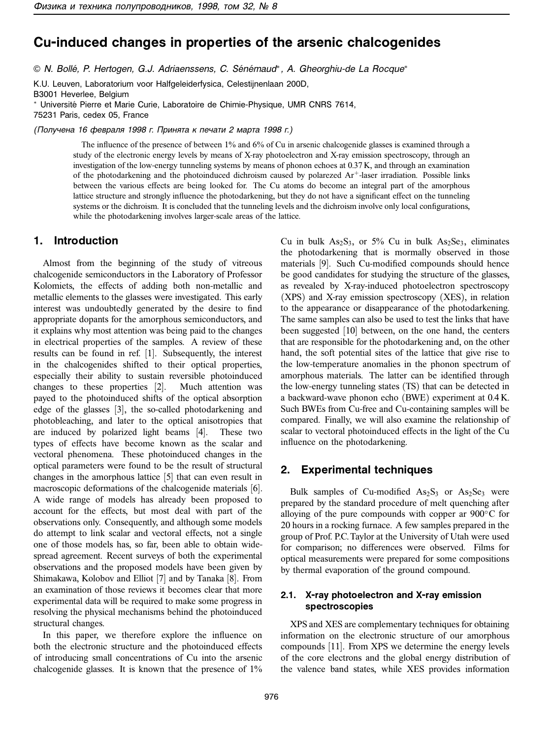# Cu-induced changes in properties of the arsenic chalcogenides

© N. Bollé, P. Hertogen, G.J. Adriaenssens, C. Sénémaud*, A. Gheorghiu-de La Rocque*

K.U. Leuven, Laboratorium voor Halfgeleiderfysica, Celestijnenlaan 200D,
B3001 Heverlee, Belgium
* Université Pierre et Marie Curie, Laboratoire de Chimie-Physique, UMR CNRS 7614,
75231 Paris, cedex 05, France

*(Получена 16 февраля 1998 г. Принята к печати 2 марта 1998 г.)*

The influence of the presence of between 1% and 6% of Cu in arsenic chalcogenide glasses is examined through a study of the electronic energy levels by means of X-ray photoelectron and X-ray emission spectroscopy, through an investigation of the low-energy tunneling systems by means of phonon echoes at 0.37 K, and through an examination of the photodarkening and the photoinduced dichroism caused by polarezed $Ar^{+}$-laser irradiation. Possible links between the various effects are being looked for. The Cu atoms do become an integral part of the amorphous lattice structure and strongly influence the photodarkening, but they do not have a significant effect on the tunneling systems or the dichroism. It is concluded that the tunneling levels and the dichroism involve only local configurations, while the photodarkening involves larger-scale areas of the lattice.

## 1. Introduction

Almost from the beginning of the study of vitreous chalcogenide semiconductors in the Laboratory of Professor Kolomiets, the effects of adding both non-metallic and metallic elements to the glasses were investigated. This early interest was undoubtedly generated by the desire to find appropriate dopants for the amorphous semiconductors, and it explains why most attention was being paid to the changes in electrical properties of the samples. A review of these results can be found in ref. [1]. Subsequently, the interest in the chalcogenides shifted to their optical properties, especially their ability to sustain reversible photoinduced changes to these properties [2]. Much attention was payed to the photoinduced shifts of the optical absorption edge of the glasses [3], the so-called photodarkening and photobleaching, and later to the optical anisotropies that are induced by polarized light beams [4]. These two types of effects have become known as the scalar and vectoral phenomena. These photoinduced changes in the optical parameters were found to be the result of structural changes in the amorphous lattice [5] that can even result in macroscopic deformations of the chalcogenide materials [6]. A wide range of models has already been proposed to account for the effects, but most deal with part of the observations only. Consequently, and although some models do attempt to link scalar and vectoral effects, not a single one of those models has, so far, been able to obtain wide-spread agreement. Recent surveys of both the experimental observations and the proposed models have been given by Shimakawa, Kolobov and Elliot [7] and by Tanaka [8]. From an examination of those reviews it becomes clear that more experimental data will be required to make some progress in resolving the physical mechanisms behind the photoinduced structural changes.

In this paper, we therefore explore the influence on both the electronic structure and the photoinduced effects of introducing small concentrations of Cu into the arsenic chalcogenide glasses. It is known that the presence of 1% Cu in bulk $As_2S_3$, or 5% Cu in bulk $As_2Se_3$, eliminates the photodarkening that is mormally observed in those materials [9]. Such Cu-modified compounds should hence be good candidates for studying the structure of the glasses, as revealed by X-ray-induced photoelectron spectroscopy (XPS) and X-ray emission spectroscopy (XES), in relation to the appearance or disappearance of the photodarkening. The same samples can also be used to test the links that have been suggested [10] between, on the one hand, the centers that are responsible for the photodarkening and, on the other hand, the soft potential sites of the lattice that give rise to the low-temperature anomalies in the phonon spectrum of amorphous materials. The latter can be identified through the low-energy tunneling states (TS) that can be detected in a backward-wave phonon echo (BWE) experiment at 0.4 K. Such BWEs from Cu-free and Cu-containing samples will be compared. Finally, we will also examine the relationship of scalar to vectoral photoinduced effects in the light of the Cu influence on the photodarkening.

## 2. Experimental techniques

Bulk samples of Cu-modified $As_2S_3$ or $As_2Se_3$ were prepared by the standard procedure of melt quenching after alloying of the pure compounds with copper ar 900°C for 20 hours in a rocking furnace. A few samples prepared in the group of Prof. P.C. Taylor at the University of Utah were used for comparison; no differences were observed. Films for optical measurements were prepared for some compositions by thermal evaporation of the ground compound.

### 2.1. X-ray photoelectron and X-ray emission spectroscopies

XPS and XES are complementary techniques for obtaining information on the electronic structure of our amorphous compounds [11]. From XPS we determine the energy levels of the core electrons and the global energy distribution of the valence band states, while XES provides information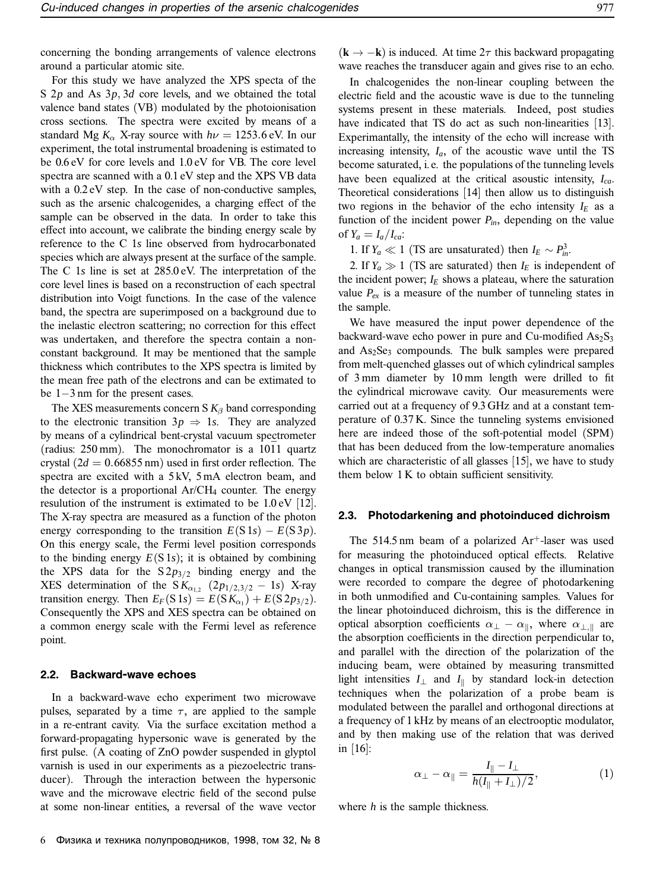concerning the bonding arrangements of valence electrons around a particular atomic site.

For this study we have analyzed the XPS specta of the S $2p$ and As $3p$, $3d$ core levels, and we obtained the total valence band states (VB) modulated by the photoionisation cross sections. The spectra were excited by means of a standard Mg $K_\alpha$ X-ray source with $h\nu = 1253.6$ eV. In our experiment, the total instrumental broadening is estimated to be 0.6 eV for core levels and 1.0 eV for VB. The core level spectra are scanned with a 0.1 eV step and the XPS VB data with a 0.2 eV step. In the case of non-conductive samples, such as the arsenic chalcogenides, a charging effect of the sample can be observed in the data. In order to take this effect into account, we calibrate the binding energy scale by reference to the C 1$s$ line observed from hydrocarbonated species which are always present at the surface of the sample. The C 1$s$ line is set at 285.0 eV. The interpretation of the core level lines is based on a reconstruction of each spectral distribution into Voigt functions. In the case of the valence band, the spectra are superimposed on a background due to the inelastic electron scattering; no correction for this effect was undertaken, and therefore the spectra contain a non-constant background. It may be mentioned that the sample thickness which contributes to the XPS spectra is limited by the mean free path of the electrons and can be extimated to be 1–3 nm for the present cases.

The XES measurements concern S $K_\beta$ band corresponding to the electronic transition $3p \Rightarrow 1s$. They are analyzed by means of a cylindrical bent-crystal vacuum spectrometer (radius: 250 mm). The monochromator is a $10\bar{1}1$ quartz crystal ($2d = 0.66855$ nm) used in first order reflection. The spectra are excited with a 5 kV, 5 mA electron beam, and the detector is a proportional Ar/$CH_4$ counter. The energy resulution of the instrument is extimated to be 1.0 eV [12]. The X-ray spectra are measured as a function of the photon energy corresponding to the transition $E(\mathrm{S}\,1s) - E(\mathrm{S}\,3p)$. On this energy scale, the Fermi level position corresponds to the binding energy $E(\mathrm{S}\,1s)$; it is obtained by combining the XPS data for the $\mathrm{S}\,2p_{3/2}$ binding energy and the XES determination of the $\mathrm{S}\,K_{\alpha_{1,2}}$ $(2p_{1/2,3/2} - 1s)$ X-ray transition energy. Then $E_F(\mathrm{S}\,1s) = E(\mathrm{S}\,K_{\alpha_1}) + E(\mathrm{S}\,2p_{3/2})$. Consequently the XPS and XES spectra can be obtained on a common energy scale with the Fermi level as reference point.

### 2.2. Backward-wave echoes

In a backward-wave echo experiment two microwave pulses, separated by a time $\tau$, are applied to the sample in a re-entrant cavity. Via the surface excitation method a forward-propagating hypersonic wave is generated by the first pulse. (A coating of ZnO powder suspended in glyptol varnish is used in our experiments as a piezoelectric transducer). Through the interaction between the hypersonic wave and the microwave electric field of the second pulse at some non-linear entities, a reversal of the wave vector $(\mathbf{k} \rightarrow -\mathbf{k})$ is induced. At time $2\tau$ this backward propagating wave reaches the transducer again and gives rise to an echo.

In chalcogenides the non-linear coupling between the electric field and the acoustic wave is due to the tunneling systems present in these materials. Indeed, post studies have indicated that TS do act as such non-linearities [13]. Experimantally, the intensity of the echo will increase with increasing intensity, $I_a$, of the acoustic wave until the TS become saturated, i. e. the populations of the tunneling levels have been equalized at the critical asoustic intensity, $I_{ca}$. Theoretical considerations [14] then allow us to distinguish two regions in the behavior of the echo intensity $I_E$ as a function of the incident power $P_{in}$, depending on the value of $Y_a = I_a/I_{ca}$:

1. If $Y_a \ll 1$ (TS are unsaturated) then $I_E \sim P_{in}^3$.

2. If $Y_a \gg 1$ (TS are saturated) then $I_E$ is independent of the incident power; $I_E$ shows a plateau, where the saturation value $P_{ex}$ is a measure of the number of tunneling states in the sample.

We have measured the input power dependence of the backward-wave echo power in pure and Cu-modified $As_2S_3$ and $As_2Se_3$ compounds. The bulk samples were prepared from melt-quenched glasses out of which cylindrical samples of 3 mm diameter by 10 mm length were drilled to fit the cylindrical microwave cavity. Our measurements were carried out at a frequency of 9.3 GHz and at a constant temperature of 0.37 K. Since the tunneling systems envisioned here are indeed those of the soft-potential model (SPM) that has been deduced from the low-temperature anomalies which are characteristic of all glasses [15], we have to study them below 1 K to obtain sufficient sensitivity.

### 2.3. Photodarkening and photoinduced dichroism

The 514.5 nm beam of a polarized $Ar^+$-laser was used for measuring the photoinduced optical effects. Relative changes in optical transmission caused by the illumination were recorded to compare the degree of photodarkening in both unmodified and Cu-containing samples. Values for the linear photoinduced dichroism, this is the difference in optical absorption coefficients $\alpha_\perp - \alpha_\parallel$, where $\alpha_{\perp,\parallel}$ are the absorption coefficients in the direction perpendicular to, and parallel with the direction of the polarization of the inducing beam, were obtained by measuring transmitted light intensities $I_\perp$ and $I_\parallel$ by standard lock-in detection techniques when the polarization of a probe beam is modulated between the parallel and orthogonal directions at a frequency of 1 kHz by means of an electrooptic modulator, and by then making use of the relation that was derived in [16]:

$$\alpha_\perp - \alpha_\parallel = \frac{I_\parallel - I_\perp}{h(I_\parallel + I_\perp)/2}, \tag{1}$$

where $h$ is the sample thickness.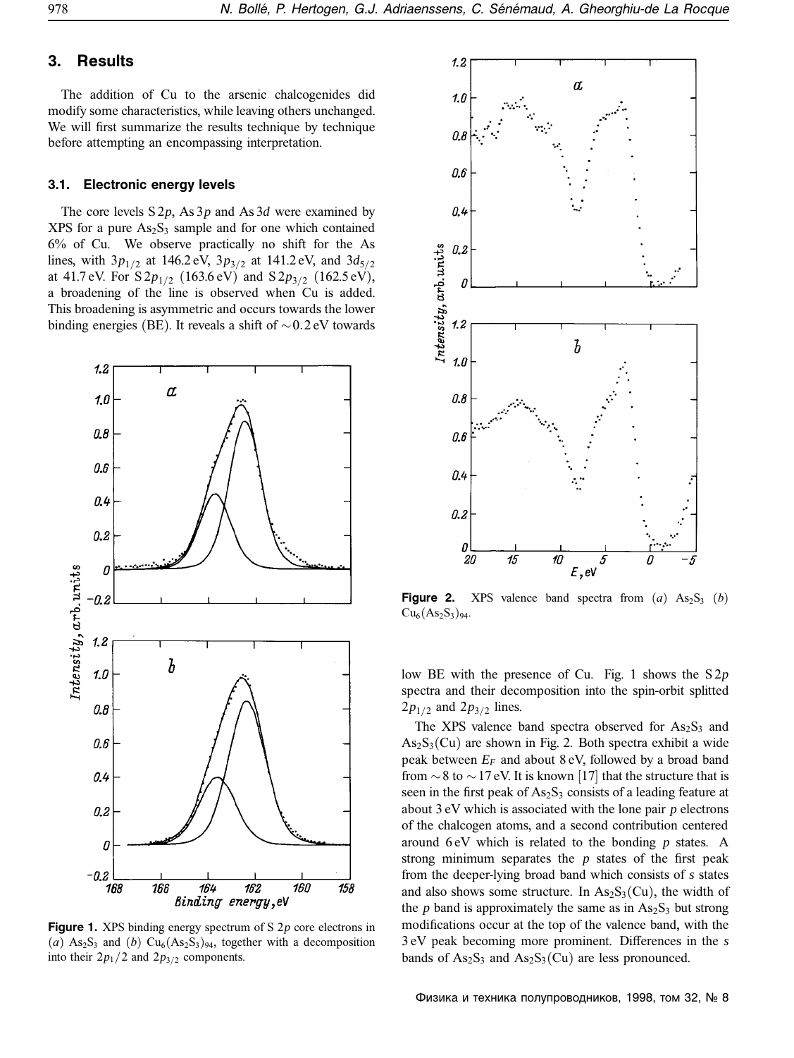## 3. Results

The addition of Cu to the arsenic chalcogenides did modify some characteristics, while leaving others unchanged. We will first summarize the results technique by technique before attempting an encompassing interpretation.

### 3.1. Electronic energy levels

The core levels S $2p$, As $3p$ and As $3d$ were examined by XPS for a pure $As_2S_3$ sample and for one which contained 6% of Cu. We observe practically no shift for the As lines, with $3p_{1/2}$ at 146.2 eV, $3p_{3/2}$ at 141.2 eV, and $3d_{5/2}$ at 41.7 eV. For S $2p_{1/2}$ (163.6 eV) and S $2p_{3/2}$ (162.5 eV), a broadening of the line is observed when Cu is added. This broadening is asymmetric and occurs towards the lower binding energies (BE). It reveals a shift of $\sim 0.2$ eV towards low BE with the presence of Cu. Fig. 1 shows the S $2p$ spectra and their decomposition into the spin-orbit splitted $2p_{1/2}$ and $2p_{3/2}$ lines.

**Figure 1.** XPS binding energy spectrum of S $2p$ core electrons in (*a*) $As_2S_3$ and (*b*) $Cu_6(As_2S_3)_{94}$, together with a decomposition into their $2p_1/2$ and $2p_{3/2}$ components.

**Figure 2.** XPS valence band spectra from (*a*) $As_2S_3$ (*b*) $Cu_6(As_2S_3)_{94}$.

The XPS valence band spectra observed for $As_2S_3$ and $As_2S_3$(Cu) are shown in Fig. 2. Both spectra exhibit a wide peak between $E_F$ and about 8 eV, followed by a broad band from $\sim 8$ to $\sim 17$ eV. It is known [17] that the structure that is seen in the first peak of $As_2S_3$ consists of a leading feature at about 3 eV which is associated with the lone pair $p$ electrons of the chalcogen atoms, and a second contribution centered around 6 eV which is related to the bonding $p$ states. A strong minimum separates the $p$ states of the first peak from the deeper-lying broad band which consists of $s$ states and also shows some structure. In $As_2S_3$(Cu), the width of the $p$ band is approximately the same as in $As_2S_3$ but strong modifications occur at the top of the valence band, with the 3 eV peak becoming more prominent. Differences in the $s$ bands of $As_2S_3$ and $As_2S_3$(Cu) are less pronounced.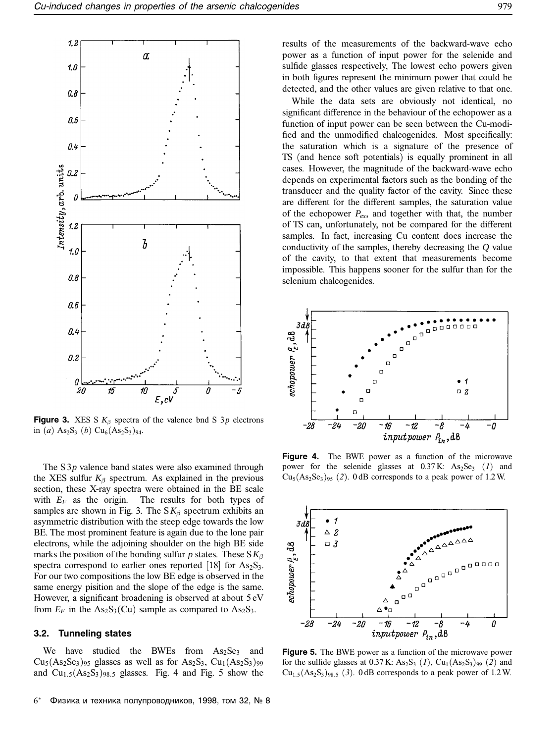**Figure 3.** XES S $K_\beta$ spectra of the valence bnd S $3p$ electrons in (*a*) $As_2S_3$ (*b*) $Cu_6(As_2S_3)_{94}$.

The S $3p$ valence band states were also examined through the XES sulfur $K_\beta$ spectrum. As explained in the previous section, these X-ray spectra were obtained in the BE scale with $E_F$ as the origin. The results for both types of samples are shown in Fig. 3. The S $K_\beta$ spectrum exhibits an asymmetric distribution with the steep edge towards the low BE. The most prominent feature is again due to the lone pair electrons, while the adjoining shoulder on the high BE side marks the position of the bonding sulfur $p$ states. These S $K_\beta$ spectra correspond to earlier ones reported [18] for $As_2S_3$. For our two compositions the low BE edge is observed in the same energy pisition and the slope of the edge is the same. However, a significant broadening is observed at about 5 eV from $E_F$ in the $As_2S_3$(Cu) sample as compared to $As_2S_3$.

### 3.2. Tunneling states

We have studied the BWEs from $As_2Se_3$ and $Cu_5(As_2Se_3)_{95}$ glasses as well as for $As_2S_3$, $Cu_1(As_2S_3)_{99}$ and $Cu_{1.5}(As_2S_3)_{98.5}$ glasses. Fig. 4 and Fig. 5 show the results of the measurements of the backward-wave echo power as a function of input power for the selenide and sulfide glasses respectively, The lowest echo powers given in both figures represent the minimum power that could be detected, and the other values are given relative to that one.

While the data sets are obviously not identical, no significant difference in the behaviour of the echopower as a function of input power can be seen between the Cu-modified and the unmodified chalcogenides. Most specifically: the saturation which is a signature of the presence of TS (and hence soft potentials) is equally prominent in all cases. However, the magnitude of the backward-wave echo depends on experimental factors such as the bonding of the transducer and the quality factor of the cavity. Since these are different for the different samples, the saturation value of the echopower $P_{ex}$, and together with that, the number of TS can, unfortunately, not be compared for the different samples. In fact, increasing Cu content does increase the conductivity of the samples, thereby decreasing the $Q$ value of the cavity, to that extent that measurements become impossible. This happens sooner for the sulfur than for the selenium chalcogenides.

**Figure 4.** The BWE power as a function of the microwave power for the selenide glasses at 0.37 K: $As_2Se_3$ (*1*) and $Cu_5(As_2Se_3)_{95}$ (*2*). 0 dB corresponds to a peak power of 1.2 W.

**Figure 5.** The BWE power as a function of the microwave power for the sulfide glasses at 0.37 K: $As_2S_3$ (*1*), $Cu_1(As_2S_3)_{99}$ (*2*) and $Cu_{1.5}(As_2S_3)_{98.5}$ (*3*). 0 dB corresponds to a peak power of 1.2 W.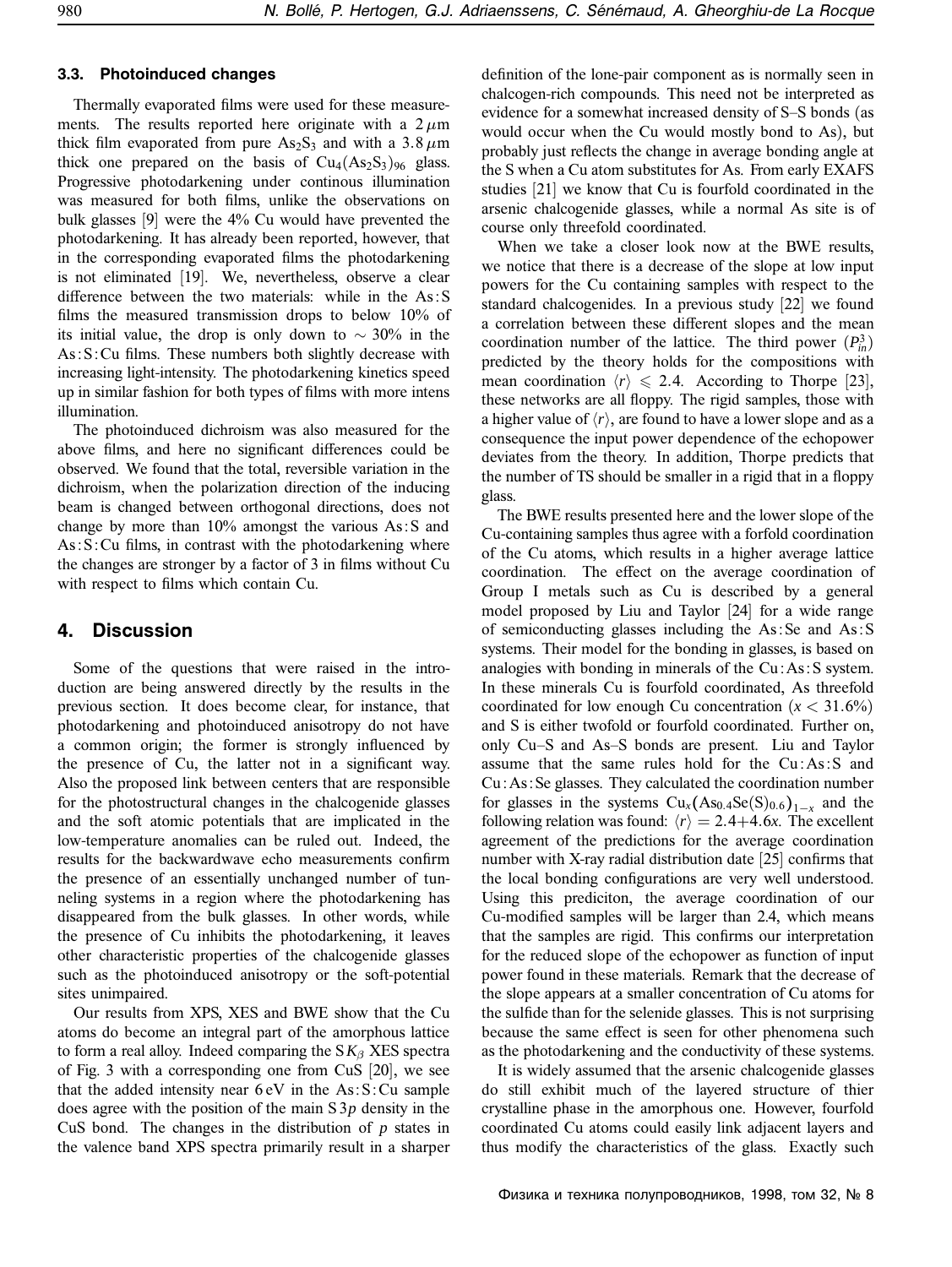### 3.3. Photoinduced changes

Thermally evaporated films were used for these measurements. The results reported here originate with a $2\,\mu$m thick film evaporated from pure $As_2S_3$ and with a $3.8\,\mu$m thick one prepared on the basis of $Cu_4(As_2S_3)_{96}$ glass. Progressive photodarkening under continous illumination was measured for both films, unlike the observations on bulk glasses [9] were the 4% Cu would have prevented the photodarkening. It has already been reported, however, that in the corresponding evaporated films the photodarkening is not eliminated [19]. We, nevertheless, observe a clear difference between the two materials: while in the As : S films the measured transmission drops to below 10% of its initial value, the drop is only down to $\sim 30\%$ in the As : S : Cu films. These numbers both slightly decrease with increasing light-intensity. The photodarkening kinetics speed up in similar fashion for both types of films with more intens illumination.

The photoinduced dichroism was also measured for the above films, and here no significant differences could be observed. We found that the total, reversible variation in the dichroism, when the polarization direction of the inducing beam is changed between orthogonal directions, does not change by more than 10% amongst the various As : S and As : S : Cu films, in contrast with the photodarkening where the changes are stronger by a factor of 3 in films without Cu with respect to films which contain Cu.

## 4. Discussion

Some of the questions that were raised in the introduction are being answered directly by the results in the previous section. It does become clear, for instance, that photodarkening and photoinduced anisotropy do not have a common origin; the former is strongly influenced by the presence of Cu, the latter not in a significant way. Also the proposed link between centers that are responsible for the photostructural changes in the chalcogenide glasses and the soft atomic potentials that are implicated in the low-temperature anomalies can be ruled out. Indeed, the results for the backwardwave echo measurements confirm the presence of an essentially unchanged number of tunneling systems in a region where the photodarkening has disappeared from the bulk glasses. In other words, while the presence of Cu inhibits the photodarkening, it leaves other characteristic properties of the chalcogenide glasses such as the photoinduced anisotropy or the soft-potential sites unimpaired.

Our results from XPS, XES and BWE show that the Cu atoms do become an integral part of the amorphous lattice to form a real alloy. Indeed comparing the S $K_\beta$ XES spectra of Fig. 3 with a corresponding one from CuS [20], we see that the added intensity near 6 eV in the As : S : Cu sample does agree with the position of the main S $3p$ density in the CuS bond. The changes in the distribution of $p$ states in the valence band XPS spectra primarily result in a sharper definition of the lone-pair component as is normally seen in chalcogen-rich compounds. This need not be interpreted as evidence for a somewhat increased density of S–S bonds (as would occur when the Cu would mostly bond to As), but probably just reflects the change in average bonding angle at the S when a Cu atom substitutes for As. From early EXAFS studies [21] we know that Cu is fourfold coordinated in the arsenic chalcogenide glasses, while a normal As site is of course only threefold coordinated.

When we take a closer look now at the BWE results, we notice that there is a decrease of the slope at low input powers for the Cu containing samples with respect to the standard chalcogenides. In a previous study [22] we found a correlation between these different slopes and the mean coordination number of the lattice. The third power ($P_{in}^3$) predicted by the theory holds for the compositions with mean coordination $\langle r \rangle \leqslant 2.4$. According to Thorpe [23], these networks are all floppy. The rigid samples, those with a higher value of $\langle r \rangle$, are found to have a lower slope and as a consequence the input power dependence of the echopower deviates from the theory. In addition, Thorpe predicts that the number of TS should be smaller in a rigid that in a floppy glass.

The BWE results presented here and the lower slope of the Cu-containing samples thus agree with a forfold coordination of the Cu atoms, which results in a higher average lattice coordination. The effect on the average coordination of Group I metals such as Cu is described by a general model proposed by Liu and Taylor [24] for a wide range of semiconducting glasses including the As : Se and As : S systems. Their model for the bonding in glasses, is based on analogies with bonding in minerals of the Cu : As : S system. In these minerals Cu is fourfold coordinated, As threefold coordinated for low enough Cu concentration ($x < 31.6\%$) and S is either twofold or fourfold coordinated. Further on, only Cu–S and As–S bonds are present. Liu and Taylor assume that the same rules hold for the Cu : As : S and Cu : As : Se glasses. They calculated the coordination number for glasses in the systems $Cu_x(As_{0.4}Se(S)_{0.6})_{1-x}$ and the following relation was found: $\langle r \rangle = 2.4 + 4.6x$. The excellent agreement of the predictions for the average coordination number with X-ray radial distribution date [25] confirms that the local bonding configurations are very well understood. Using this prediciton, the average coordination of our Cu-modified samples will be larger than 2.4, which means that the samples are rigid. This confirms our interpretation for the reduced slope of the echopower as function of input power found in these materials. Remark that the decrease of the slope appears at a smaller concentration of Cu atoms for the sulfide than for the selenide glasses. This is not surprising because the same effect is seen for other phenomena such as the photodarkening and the conductivity of these systems.

It is widely assumed that the arsenic chalcogenide glasses do still exhibit much of the layered structure of thier crystalline phase in the amorphous one. However, fourfold coordinated Cu atoms could easily link adjacent layers and thus modify the characteristics of the glass. Exactly such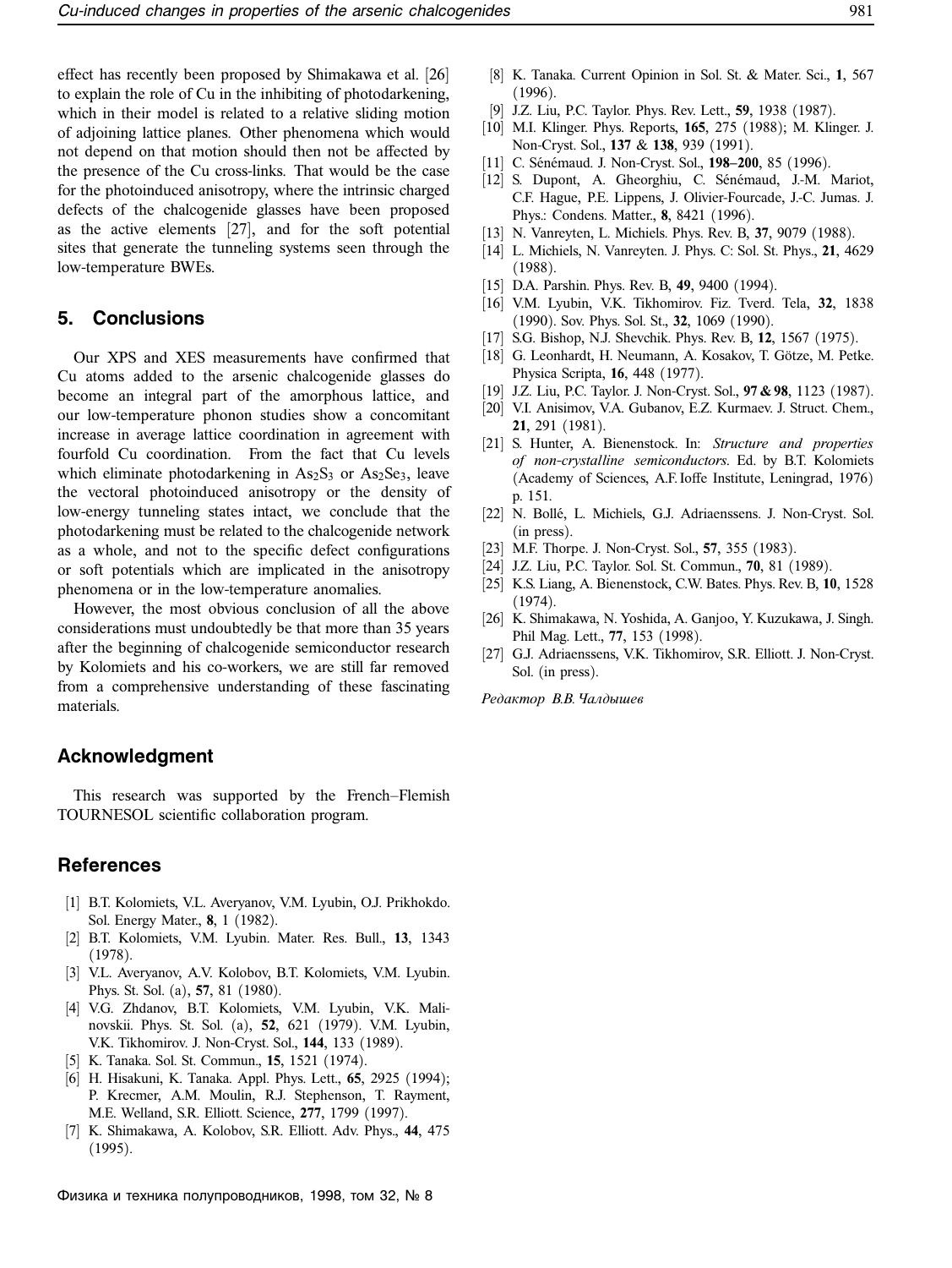effect has recently been proposed by Shimakawa et al. [26] to explain the role of Cu in the inhibiting of photodarkening, which in their model is related to a relative sliding motion of adjoining lattice planes. Other phenomena which would not depend on that motion should then not be affected by the presence of the Cu cross-links. That would be the case for the photoinduced anisotropy, where the intrinsic charged defects of the chalcogenide glasses have been proposed as the active elements [27], and for the soft potential sites that generate the tunneling systems seen through the low-temperature BWEs.

## 5. Conclusions

Our XPS and XES measurements have confirmed that Cu atoms added to the arsenic chalcogenide glasses do become an integral part of the amorphous lattice, and our low-temperature phonon studies show a concomitant increase in average lattice coordination in agreement with fourfold Cu coordination. From the fact that Cu levels which eliminate photodarkening in $As_2S_3$ or $As_2Se_3$, leave the vectoral photoinduced anisotropy or the density of low-energy tunneling states intact, we conclude that the photodarkening must be related to the chalcogenide network as a whole, and not to the specific defect configurations or soft potentials which are implicated in the anisotropy phenomena or in the low-temperature anomalies.

However, the most obvious conclusion of all the above considerations must undoubtedly be that more than 35 years after the beginning of chalcogenide semiconductor research by Kolomiets and his co-workers, we are still far removed from a comprehensive understanding of these fascinating materials.

## Acknowledgment

This research was supported by the French–Flemish TOURNESOL scientific collaboration program.

## References

[1] B.T. Kolomiets, V.L. Averyanov, V.M. Lyubin, O.J. Prikhokdo. Sol. Energy Mater., **8**, 1 (1982).
[2] B.T. Kolomiets, V.M. Lyubin. Mater. Res. Bull., **13**, 1343 (1978).
[3] V.L. Averyanov, A.V. Kolobov, B.T. Kolomiets, V.M. Lyubin. Phys. St. Sol. (a), **57**, 81 (1980).
[4] V.G. Zhdanov, B.T. Kolomiets, V.M. Lyubin, V.K. Malinovskii. Phys. St. Sol. (a), **52**, 621 (1979). V.M. Lyubin, V.K. Tikhomirov. J. Non-Cryst. Sol., **144**, 133 (1989).
[5] K. Tanaka. Sol. St. Commun., **15**, 1521 (1974).
[6] H. Hisakuni, K. Tanaka. Appl. Phys. Lett., **65**, 2925 (1994); P. Krecmer, A.M. Moulin, R.J. Stephenson, T. Rayment, M.E. Welland, S.R. Elliott. Science, **277**, 1799 (1997).
[7] K. Shimakawa, A. Kolobov, S.R. Elliott. Adv. Phys., **44**, 475 (1995).
[8] K. Tanaka. Current Opinion in Sol. St. & Mater. Sci., **1**, 567 (1996).
[9] J.Z. Liu, P.C. Taylor. Phys. Rev. Lett., **59**, 1938 (1987).
[10] M.I. Klinger. Phys. Reports, **165**, 275 (1988); M. Klinger. J. Non-Cryst. Sol., **137** & **138**, 939 (1991).
[11] C. Sénémaud. J. Non-Cryst. Sol., **198–200**, 85 (1996).
[12] S. Dupont, A. Gheorghiu, C. Sénémaud, J.-M. Mariot, C.F. Hague, P.E. Lippens, J. Olivier-Fourcade, J.-C. Jumas. J. Phys.: Condens. Matter., **8**, 8421 (1996).
[13] N. Vanreyten, L. Michiels. Phys. Rev. B, **37**, 9079 (1988).
[14] L. Michiels, N. Vanreyten. J. Phys. C: Sol. St. Phys., **21**, 4629 (1988).
[15] D.A. Parshin. Phys. Rev. B, **49**, 9400 (1994).
[16] V.M. Lyubin, V.K. Tikhomirov. Fiz. Tverd. Tela, **32**, 1838 (1990). Sov. Phys. Sol. St., **32**, 1069 (1990).
[17] S.G. Bishop, N.J. Shevchik. Phys. Rev. B, **12**, 1567 (1975).
[18] G. Leonhardt, H. Neumann, A. Kosakov, T. Götze, M. Petke. Physica Scripta, **16**, 448 (1977).
[19] J.Z. Liu, P.C. Taylor. J. Non-Cryst. Sol., **97 & 98**, 1123 (1987).
[20] V.I. Anisimov, V.A. Gubanov, E.Z. Kurmaev. J. Struct. Chem., **21**, 291 (1981).
[21] S. Hunter, A. Bienenstock. In: *Structure and properties of non-crystalline semiconductors*. Ed. by B.T. Kolomiets (Academy of Sciences, A.F. Ioffe Institute, Leningrad, 1976) p. 151.
[22] N. Bollé, L. Michiels, G.J. Adriaenssens. J. Non-Cryst. Sol. (in press).
[23] M.F. Thorpe. J. Non-Cryst. Sol., **57**, 355 (1983).
[24] J.Z. Liu, P.C. Taylor. Sol. St. Commun., **70**, 81 (1989).
[25] K.S. Liang, A. Bienenstock, C.W. Bates. Phys. Rev. B, **10**, 1528 (1974).
[26] K. Shimakawa, N. Yoshida, A. Ganjoo, Y. Kuzukawa, J. Singh. Phil Mag. Lett., **77**, 153 (1998).
[27] G.J. Adriaenssens, V.K. Tikhomirov, S.R. Elliott. J. Non-Cryst. Sol. (in press).

*Редактор В.В. Чалдышев*